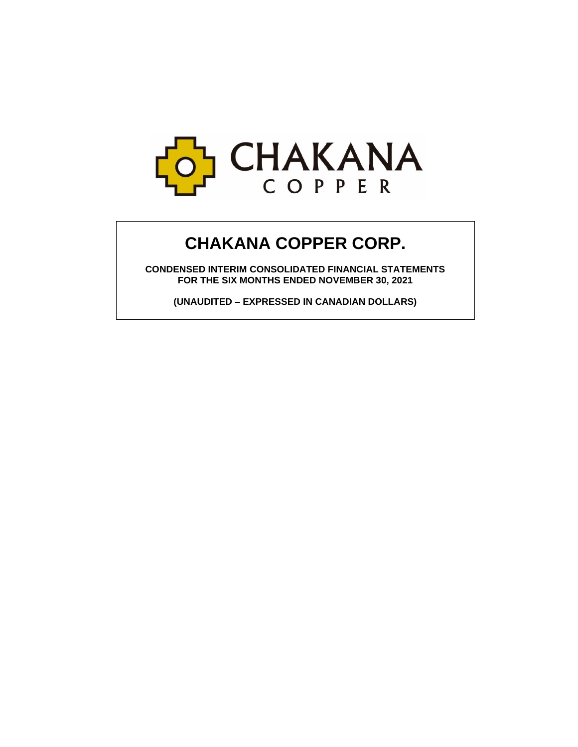CHAKANA COPPER

# CHAKANA COPPER CORP.

**CONDENSED INTERIM CONSOLIDATED FINANCIAL STATEMENTS**
**FOR THE SIX MONTHS ENDED NOVEMBER 30, 2021**

**(UNAUDITED – EXPRESSED IN CANADIAN DOLLARS)**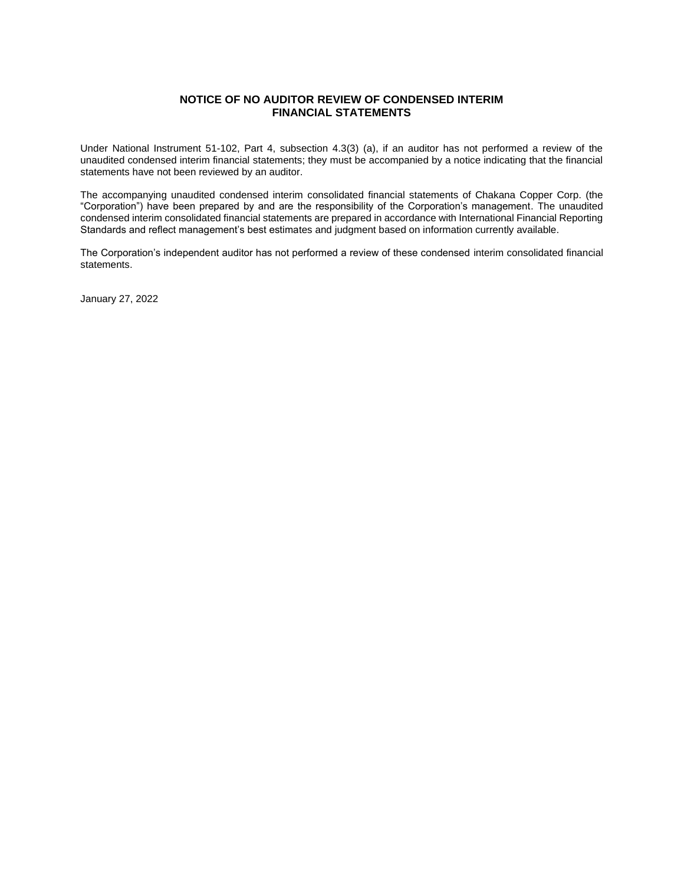# NOTICE OF NO AUDITOR REVIEW OF CONDENSED INTERIM FINANCIAL STATEMENTS

Under National Instrument 51-102, Part 4, subsection 4.3(3) (a), if an auditor has not performed a review of the unaudited condensed interim financial statements; they must be accompanied by a notice indicating that the financial statements have not been reviewed by an auditor.

The accompanying unaudited condensed interim consolidated financial statements of Chakana Copper Corp. (the "Corporation") have been prepared by and are the responsibility of the Corporation's management. The unaudited condensed interim consolidated financial statements are prepared in accordance with International Financial Reporting Standards and reflect management's best estimates and judgment based on information currently available.

The Corporation's independent auditor has not performed a review of these condensed interim consolidated financial statements.

January 27, 2022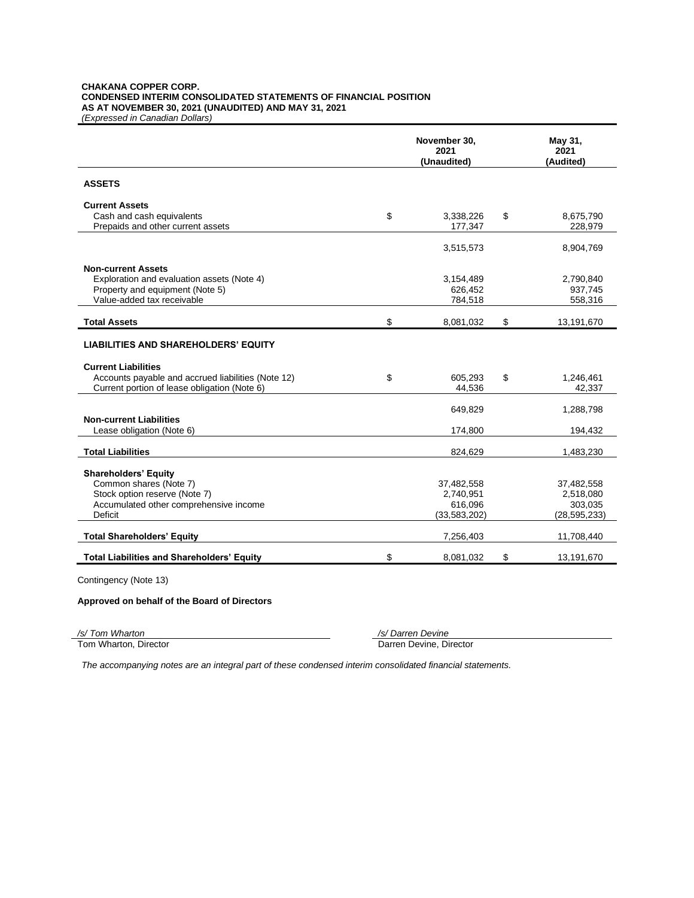**CHAKANA COPPER CORP.**
**CONDENSED INTERIM CONSOLIDATED STATEMENTS OF FINANCIAL POSITION**
**AS AT NOVEMBER 30, 2021 (UNAUDITED) AND MAY 31, 2021**
*(Expressed in Canadian Dollars)*

| | November 30, 2021 (Unaudited) | May 31, 2021 (Audited) |
|---|---|---|
| **ASSETS** | | |
| **Current Assets** | | |
| Cash and cash equivalents | $ 3,338,226 | $ 8,675,790 |
| Prepaids and other current assets | 177,347 | 228,979 |
| | 3,515,573 | 8,904,769 |
| **Non-current Assets** | | |
| Exploration and evaluation assets (Note 4) | 3,154,489 | 2,790,840 |
| Property and equipment (Note 5) | 626,452 | 937,745 |
| Value-added tax receivable | 784,518 | 558,316 |
| **Total Assets** | $ 8,081,032 | $ 13,191,670 |
| **LIABILITIES AND SHAREHOLDERS' EQUITY** | | |
| **Current Liabilities** | | |
| Accounts payable and accrued liabilities (Note 12) | $ 605,293 | $ 1,246,461 |
| Current portion of lease obligation (Note 6) | 44,536 | 42,337 |
| | 649,829 | 1,288,798 |
| **Non-current Liabilities** | | |
| Lease obligation (Note 6) | 174,800 | 194,432 |
| **Total Liabilities** | 824,629 | 1,483,230 |
| **Shareholders' Equity** | | |
| Common shares (Note 7) | 37,482,558 | 37,482,558 |
| Stock option reserve (Note 7) | 2,740,951 | 2,518,080 |
| Accumulated other comprehensive income | 616,096 | 303,035 |
| Deficit | (33,583,202) | (28,595,233) |
| **Total Shareholders' Equity** | 7,256,403 | 11,708,440 |
| **Total Liabilities and Shareholders' Equity** | $ 8,081,032 | $ 13,191,670 |

Contingency (Note 13)

**Approved on behalf of the Board of Directors**

*/s/ Tom Wharton*
Tom Wharton, Director

*/s/ Darren Devine*
Darren Devine, Director

*The accompanying notes are an integral part of these condensed interim consolidated financial statements.*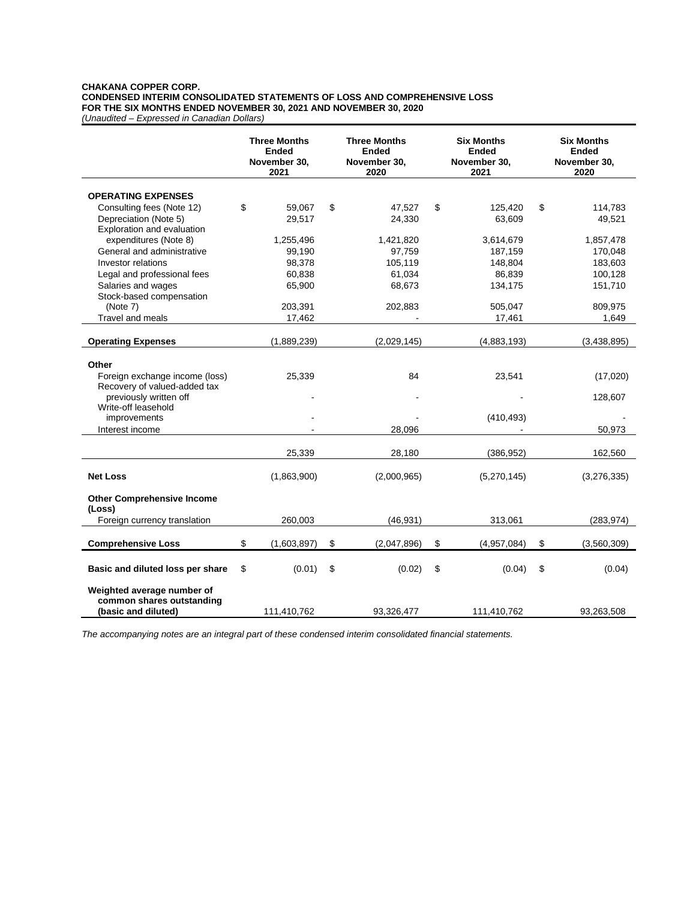**CHAKANA COPPER CORP.**
**CONDENSED INTERIM CONSOLIDATED STATEMENTS OF LOSS AND COMPREHENSIVE LOSS**
**FOR THE SIX MONTHS ENDED NOVEMBER 30, 2021 AND NOVEMBER 30, 2020**
*(Unaudited – Expressed in Canadian Dollars)*

| | Three Months Ended November 30, 2021 | Three Months Ended November 30, 2020 | Six Months Ended November 30, 2021 | Six Months Ended November 30, 2020 |
|---|---|---|---|---|
| **OPERATING EXPENSES** | | | | |
| Consulting fees (Note 12) | $ 59,067 | $ 47,527 | $ 125,420 | $ 114,783 |
| Depreciation (Note 5) | 29,517 | 24,330 | 63,609 | 49,521 |
| Exploration and evaluation expenditures (Note 8) | 1,255,496 | 1,421,820 | 3,614,679 | 1,857,478 |
| General and administrative | 99,190 | 97,759 | 187,159 | 170,048 |
| Investor relations | 98,378 | 105,119 | 148,804 | 183,603 |
| Legal and professional fees | 60,838 | 61,034 | 86,839 | 100,128 |
| Salaries and wages | 65,900 | 68,673 | 134,175 | 151,710 |
| Stock-based compensation (Note 7) | 203,391 | 202,883 | 505,047 | 809,975 |
| Travel and meals | 17,462 | - | 17,461 | 1,649 |
| **Operating Expenses** | (1,889,239) | (2,029,145) | (4,883,193) | (3,438,895) |
| **Other** | | | | |
| Foreign exchange income (loss) | 25,339 | 84 | 23,541 | (17,020) |
| Recovery of valued-added tax previously written off | - | - | - | 128,607 |
| Write-off leasehold improvements | - | - | (410,493) | - |
| Interest income | - | 28,096 | - | 50,973 |
| | 25,339 | 28,180 | (386,952) | 162,560 |
| **Net Loss** | (1,863,900) | (2,000,965) | (5,270,145) | (3,276,335) |
| **Other Comprehensive Income (Loss)** | | | | |
| Foreign currency translation | 260,003 | (46,931) | 313,061 | (283,974) |
| **Comprehensive Loss** | $ (1,603,897) | $ (2,047,896) | $ (4,957,084) | $ (3,560,309) |
| **Basic and diluted loss per share** | $ (0.01) | $ (0.02) | $ (0.04) | $ (0.04) |
| **Weighted average number of common shares outstanding (basic and diluted)** | 111,410,762 | 93,326,477 | 111,410,762 | 93,263,508 |

*The accompanying notes are an integral part of these condensed interim consolidated financial statements.*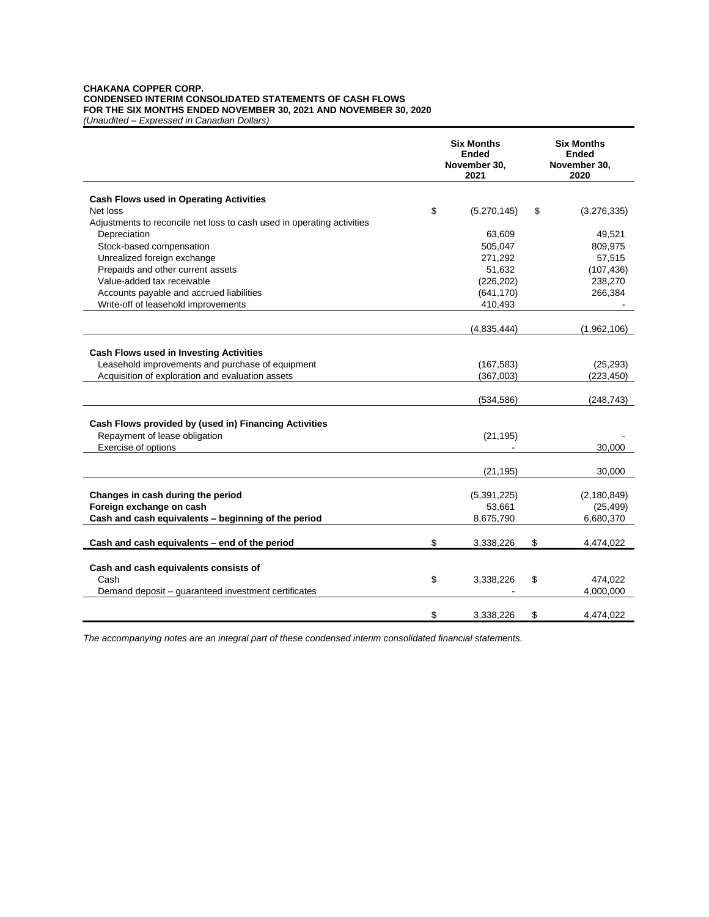**CHAKANA COPPER CORP.**
**CONDENSED INTERIM CONSOLIDATED STATEMENTS OF CASH FLOWS**
**FOR THE SIX MONTHS ENDED NOVEMBER 30, 2021 AND NOVEMBER 30, 2020**
*(Unaudited – Expressed in Canadian Dollars)*

| | Six Months Ended November 30, 2021 | Six Months Ended November 30, 2020 |
|---|---|---|
| **Cash Flows used in Operating Activities** | | |
| Net loss | $ (5,270,145) | $ (3,276,335) |
| Adjustments to reconcile net loss to cash used in operating activities | | |
| Depreciation | 63,609 | 49,521 |
| Stock-based compensation | 505,047 | 809,975 |
| Unrealized foreign exchange | 271,292 | 57,515 |
| Prepaids and other current assets | 51,632 | (107,436) |
| Value-added tax receivable | (226,202) | 238,270 |
| Accounts payable and accrued liabilities | (641,170) | 266,384 |
| Write-off of leasehold improvements | 410,493 | - |
| | (4,835,444) | (1,962,106) |
| **Cash Flows used in Investing Activities** | | |
| Leasehold improvements and purchase of equipment | (167,583) | (25,293) |
| Acquisition of exploration and evaluation assets | (367,003) | (223,450) |
| | (534,586) | (248,743) |
| **Cash Flows provided by (used in) Financing Activities** | | |
| Repayment of lease obligation | (21,195) | - |
| Exercise of options | - | 30,000 |
| | (21,195) | 30,000 |
| **Changes in cash during the period** | (5,391,225) | (2,180,849) |
| **Foreign exchange on cash** | 53,661 | (25,499) |
| **Cash and cash equivalents – beginning of the period** | 8,675,790 | 6,680,370 |
| **Cash and cash equivalents – end of the period** | $ 3,338,226 | $ 4,474,022 |
| **Cash and cash equivalents consists of** | | |
| Cash | $ 3,338,226 | $ 474,022 |
| Demand deposit – guaranteed investment certificates | - | 4,000,000 |
| | $ 3,338,226 | $ 4,474,022 |

*The accompanying notes are an integral part of these condensed interim consolidated financial statements.*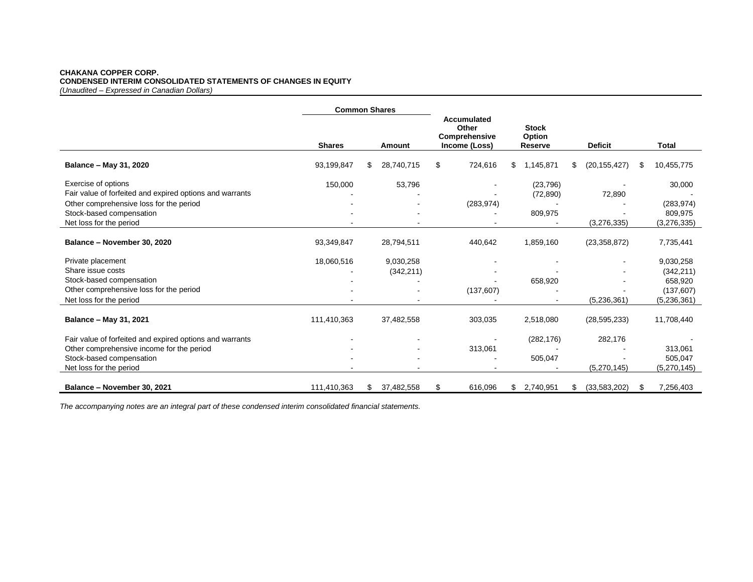**CHAKANA COPPER CORP.**
**CONDENSED INTERIM CONSOLIDATED STATEMENTS OF CHANGES IN EQUITY**
*(Unaudited – Expressed in Canadian Dollars)*

| | Common Shares | | Accumulated Other Comprehensive Income (Loss) | Stock Option Reserve | Deficit | Total |
|---|---|---|---|---|---|---|
| | Shares | Amount | | | | |
| **Balance – May 31, 2020** | 93,199,847 | $ 28,740,715 | $ 724,616 | $ 1,145,871 | $ (20,155,427) | $ 10,455,775 |
| Exercise of options | 150,000 | 53,796 | - | (23,796) | - | 30,000 |
| Fair value of forfeited and expired options and warrants | - | - | - | (72,890) | 72,890 | - |
| Other comprehensive loss for the period | - | - | (283,974) | - | - | (283,974) |
| Stock-based compensation | - | - | - | 809,975 | - | 809,975 |
| Net loss for the period | - | - | - | - | (3,276,335) | (3,276,335) |
| **Balance – November 30, 2020** | 93,349,847 | 28,794,511 | 440,642 | 1,859,160 | (23,358,872) | 7,735,441 |
| Private placement | 18,060,516 | 9,030,258 | - | - | - | 9,030,258 |
| Share issue costs | - | (342,211) | - | - | - | (342,211) |
| Stock-based compensation | - | - | - | 658,920 | - | 658,920 |
| Other comprehensive loss for the period | - | - | (137,607) | - | - | (137,607) |
| Net loss for the period | - | - | - | - | (5,236,361) | (5,236,361) |
| **Balance – May 31, 2021** | 111,410,363 | 37,482,558 | 303,035 | 2,518,080 | (28,595,233) | 11,708,440 |
| Fair value of forfeited and expired options and warrants | - | - | - | (282,176) | 282,176 | - |
| Other comprehensive income for the period | - | - | 313,061 | - | - | 313,061 |
| Stock-based compensation | - | - | - | 505,047 | - | 505,047 |
| Net loss for the period | - | - | - | - | (5,270,145) | (5,270,145) |
| **Balance – November 30, 2021** | 111,410,363 | $ 37,482,558 | $ 616,096 | $ 2,740,951 | $ (33,583,202) | $ 7,256,403 |

*The accompanying notes are an integral part of these condensed interim consolidated financial statements.*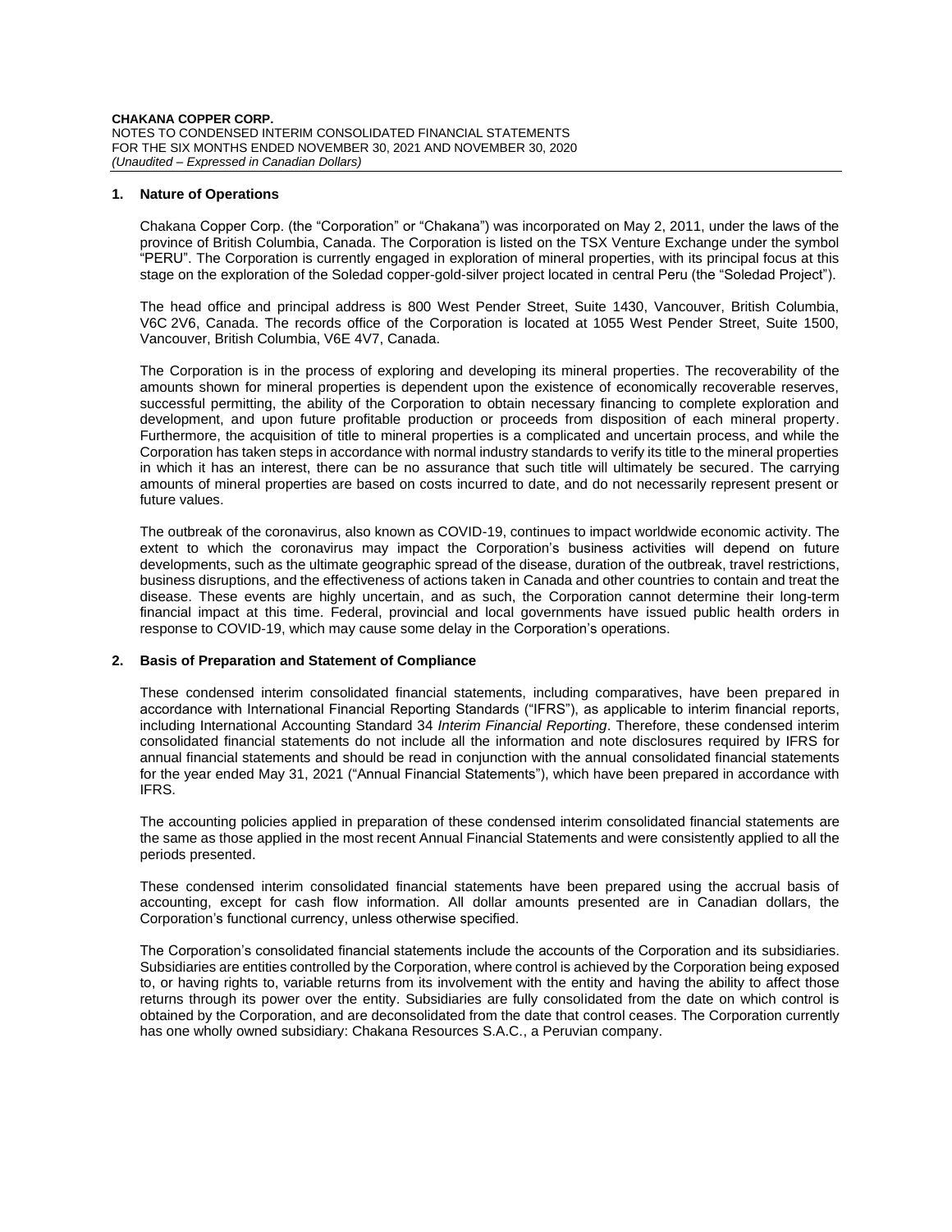## 1. Nature of Operations

Chakana Copper Corp. (the "Corporation" or "Chakana") was incorporated on May 2, 2011, under the laws of the province of British Columbia, Canada. The Corporation is listed on the TSX Venture Exchange under the symbol "PERU". The Corporation is currently engaged in exploration of mineral properties, with its principal focus at this stage on the exploration of the Soledad copper-gold-silver project located in central Peru (the "Soledad Project").

The head office and principal address is 800 West Pender Street, Suite 1430, Vancouver, British Columbia, V6C 2V6, Canada. The records office of the Corporation is located at 1055 West Pender Street, Suite 1500, Vancouver, British Columbia, V6E 4V7, Canada.

The Corporation is in the process of exploring and developing its mineral properties. The recoverability of the amounts shown for mineral properties is dependent upon the existence of economically recoverable reserves, successful permitting, the ability of the Corporation to obtain necessary financing to complete exploration and development, and upon future profitable production or proceeds from disposition of each mineral property. Furthermore, the acquisition of title to mineral properties is a complicated and uncertain process, and while the Corporation has taken steps in accordance with normal industry standards to verify its title to the mineral properties in which it has an interest, there can be no assurance that such title will ultimately be secured. The carrying amounts of mineral properties are based on costs incurred to date, and do not necessarily represent present or future values.

The outbreak of the coronavirus, also known as COVID-19, continues to impact worldwide economic activity. The extent to which the coronavirus may impact the Corporation's business activities will depend on future developments, such as the ultimate geographic spread of the disease, duration of the outbreak, travel restrictions, business disruptions, and the effectiveness of actions taken in Canada and other countries to contain and treat the disease. These events are highly uncertain, and as such, the Corporation cannot determine their long-term financial impact at this time. Federal, provincial and local governments have issued public health orders in response to COVID-19, which may cause some delay in the Corporation's operations.

## 2. Basis of Preparation and Statement of Compliance

These condensed interim consolidated financial statements, including comparatives, have been prepared in accordance with International Financial Reporting Standards ("IFRS"), as applicable to interim financial reports, including International Accounting Standard 34 *Interim Financial Reporting*. Therefore, these condensed interim consolidated financial statements do not include all the information and note disclosures required by IFRS for annual financial statements and should be read in conjunction with the annual consolidated financial statements for the year ended May 31, 2021 ("Annual Financial Statements"), which have been prepared in accordance with IFRS.

The accounting policies applied in preparation of these condensed interim consolidated financial statements are the same as those applied in the most recent Annual Financial Statements and were consistently applied to all the periods presented.

These condensed interim consolidated financial statements have been prepared using the accrual basis of accounting, except for cash flow information. All dollar amounts presented are in Canadian dollars, the Corporation's functional currency, unless otherwise specified.

The Corporation's consolidated financial statements include the accounts of the Corporation and its subsidiaries. Subsidiaries are entities controlled by the Corporation, where control is achieved by the Corporation being exposed to, or having rights to, variable returns from its involvement with the entity and having the ability to affect those returns through its power over the entity. Subsidiaries are fully consolidated from the date on which control is obtained by the Corporation, and are deconsolidated from the date that control ceases. The Corporation currently has one wholly owned subsidiary: Chakana Resources S.A.C., a Peruvian company.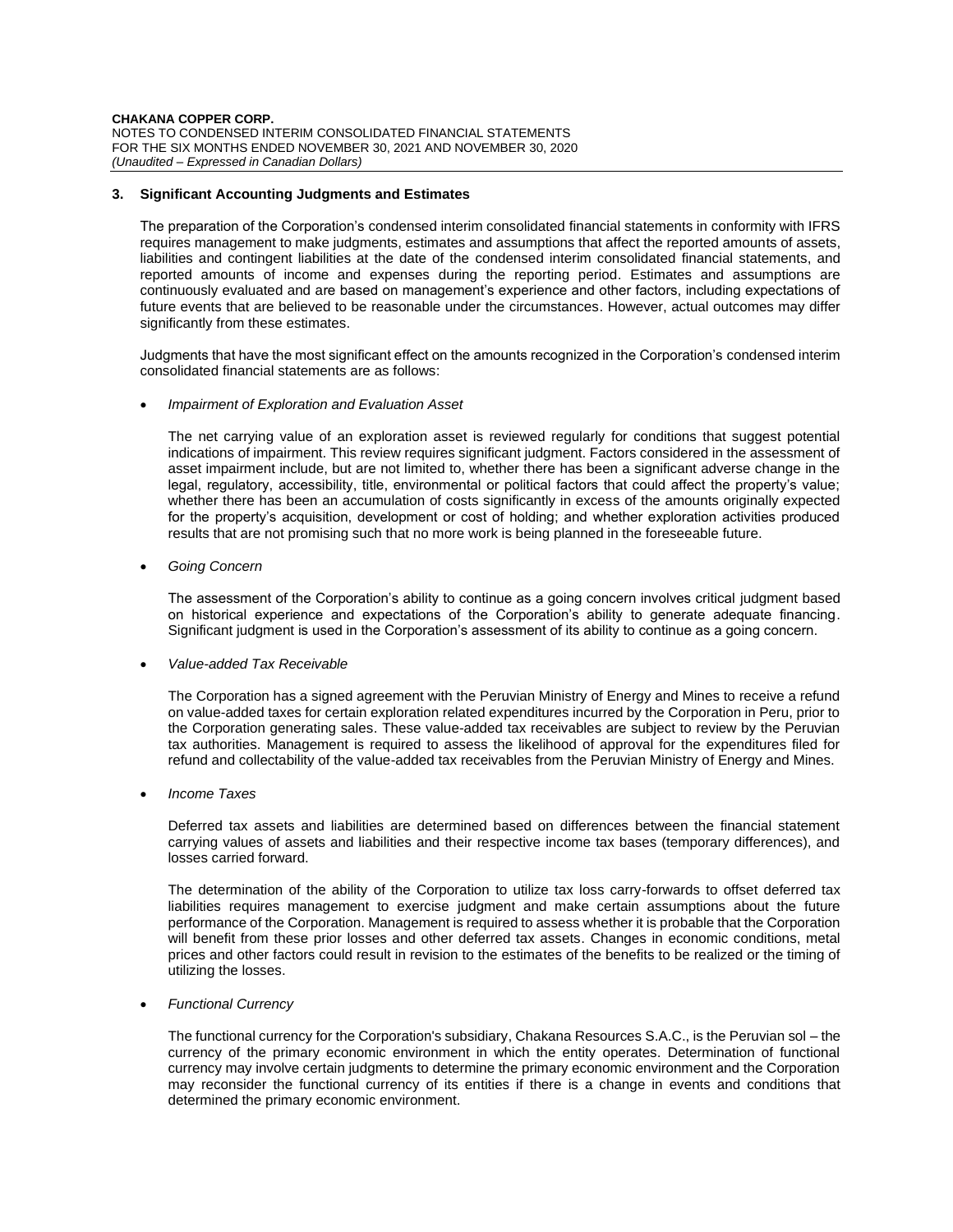## 3. Significant Accounting Judgments and Estimates

The preparation of the Corporation's condensed interim consolidated financial statements in conformity with IFRS requires management to make judgments, estimates and assumptions that affect the reported amounts of assets, liabilities and contingent liabilities at the date of the condensed interim consolidated financial statements, and reported amounts of income and expenses during the reporting period. Estimates and assumptions are continuously evaluated and are based on management's experience and other factors, including expectations of future events that are believed to be reasonable under the circumstances. However, actual outcomes may differ significantly from these estimates.

Judgments that have the most significant effect on the amounts recognized in the Corporation's condensed interim consolidated financial statements are as follows:

- *Impairment of Exploration and Evaluation Asset*

  The net carrying value of an exploration asset is reviewed regularly for conditions that suggest potential indications of impairment. This review requires significant judgment. Factors considered in the assessment of asset impairment include, but are not limited to, whether there has been a significant adverse change in the legal, regulatory, accessibility, title, environmental or political factors that could affect the property's value; whether there has been an accumulation of costs significantly in excess of the amounts originally expected for the property's acquisition, development or cost of holding; and whether exploration activities produced results that are not promising such that no more work is being planned in the foreseeable future.

- *Going Concern*

  The assessment of the Corporation's ability to continue as a going concern involves critical judgment based on historical experience and expectations of the Corporation's ability to generate adequate financing. Significant judgment is used in the Corporation's assessment of its ability to continue as a going concern.

- *Value-added Tax Receivable*

  The Corporation has a signed agreement with the Peruvian Ministry of Energy and Mines to receive a refund on value-added taxes for certain exploration related expenditures incurred by the Corporation in Peru, prior to the Corporation generating sales. These value-added tax receivables are subject to review by the Peruvian tax authorities. Management is required to assess the likelihood of approval for the expenditures filed for refund and collectability of the value-added tax receivables from the Peruvian Ministry of Energy and Mines.

- *Income Taxes*

  Deferred tax assets and liabilities are determined based on differences between the financial statement carrying values of assets and liabilities and their respective income tax bases (temporary differences), and losses carried forward.

  The determination of the ability of the Corporation to utilize tax loss carry-forwards to offset deferred tax liabilities requires management to exercise judgment and make certain assumptions about the future performance of the Corporation. Management is required to assess whether it is probable that the Corporation will benefit from these prior losses and other deferred tax assets. Changes in economic conditions, metal prices and other factors could result in revision to the estimates of the benefits to be realized or the timing of utilizing the losses.

- *Functional Currency*

  The functional currency for the Corporation's subsidiary, Chakana Resources S.A.C., is the Peruvian sol – the currency of the primary economic environment in which the entity operates. Determination of functional currency may involve certain judgments to determine the primary economic environment and the Corporation may reconsider the functional currency of its entities if there is a change in events and conditions that determined the primary economic environment.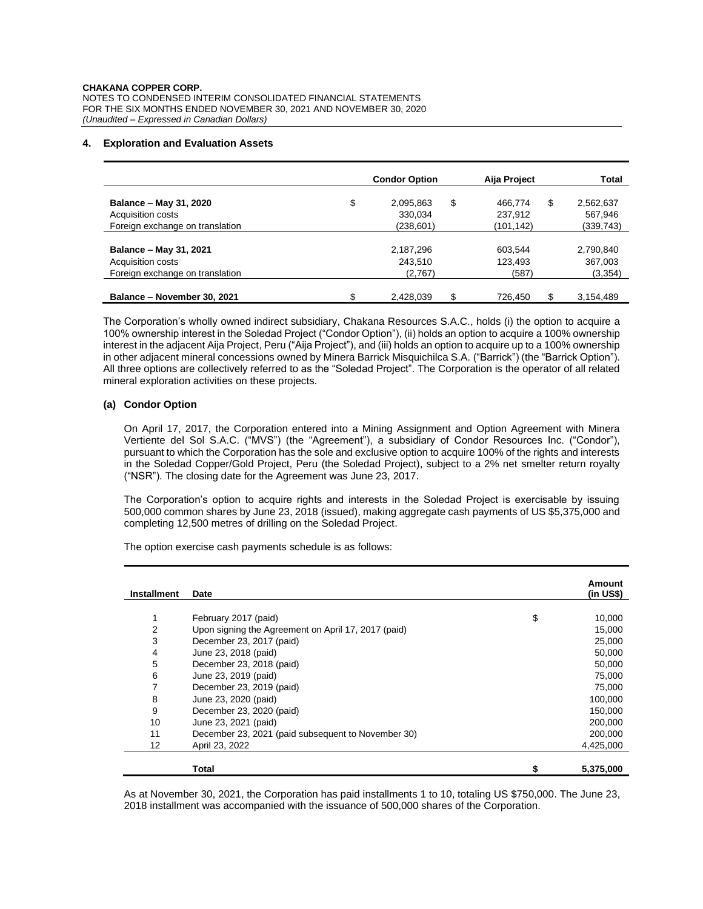## 4. Exploration and Evaluation Assets

| | Condor Option | Aija Project | Total |
|---|---|---|---|
| **Balance – May 31, 2020** | $ 2,095,863 | $ 466,774 | $ 2,562,637 |
| Acquisition costs | 330,034 | 237,912 | 567,946 |
| Foreign exchange on translation | (238,601) | (101,142) | (339,743) |
| **Balance – May 31, 2021** | 2,187,296 | 603,544 | 2,790,840 |
| Acquisition costs | 243,510 | 123,493 | 367,003 |
| Foreign exchange on translation | (2,767) | (587) | (3,354) |
| **Balance – November 30, 2021** | $ 2,428,039 | $ 726,450 | $ 3,154,489 |

The Corporation's wholly owned indirect subsidiary, Chakana Resources S.A.C., holds (i) the option to acquire a 100% ownership interest in the Soledad Project ("Condor Option"), (ii) holds an option to acquire a 100% ownership interest in the adjacent Aija Project, Peru ("Aija Project"), and (iii) holds an option to acquire up to a 100% ownership in other adjacent mineral concessions owned by Minera Barrick Misquichilca S.A. ("Barrick") (the "Barrick Option"). All three options are collectively referred to as the "Soledad Project". The Corporation is the operator of all related mineral exploration activities on these projects.

### (a) Condor Option

On April 17, 2017, the Corporation entered into a Mining Assignment and Option Agreement with Minera Vertiente del Sol S.A.C. ("MVS") (the "Agreement"), a subsidiary of Condor Resources Inc. ("Condor"), pursuant to which the Corporation has the sole and exclusive option to acquire 100% of the rights and interests in the Soledad Copper/Gold Project, Peru (the Soledad Project), subject to a 2% net smelter return royalty ("NSR"). The closing date for the Agreement was June 23, 2017.

The Corporation's option to acquire rights and interests in the Soledad Project is exercisable by issuing 500,000 common shares by June 23, 2018 (issued), making aggregate cash payments of US $5,375,000 and completing 12,500 metres of drilling on the Soledad Project.

The option exercise cash payments schedule is as follows:

| Installment | Date | Amount (in US$) |
|---|---|---|
| 1 | February 2017 (paid) | $ 10,000 |
| 2 | Upon signing the Agreement on April 17, 2017 (paid) | 15,000 |
| 3 | December 23, 2017 (paid) | 25,000 |
| 4 | June 23, 2018 (paid) | 50,000 |
| 5 | December 23, 2018 (paid) | 50,000 |
| 6 | June 23, 2019 (paid) | 75,000 |
| 7 | December 23, 2019 (paid) | 75,000 |
| 8 | June 23, 2020 (paid) | 100,000 |
| 9 | December 23, 2020 (paid) | 150,000 |
| 10 | June 23, 2021 (paid) | 200,000 |
| 11 | December 23, 2021 (paid subsequent to November 30) | 200,000 |
| 12 | April 23, 2022 | 4,425,000 |
| | **Total** | **$ 5,375,000** |

As at November 30, 2021, the Corporation has paid installments 1 to 10, totaling US $750,000. The June 23, 2018 installment was accompanied with the issuance of 500,000 shares of the Corporation.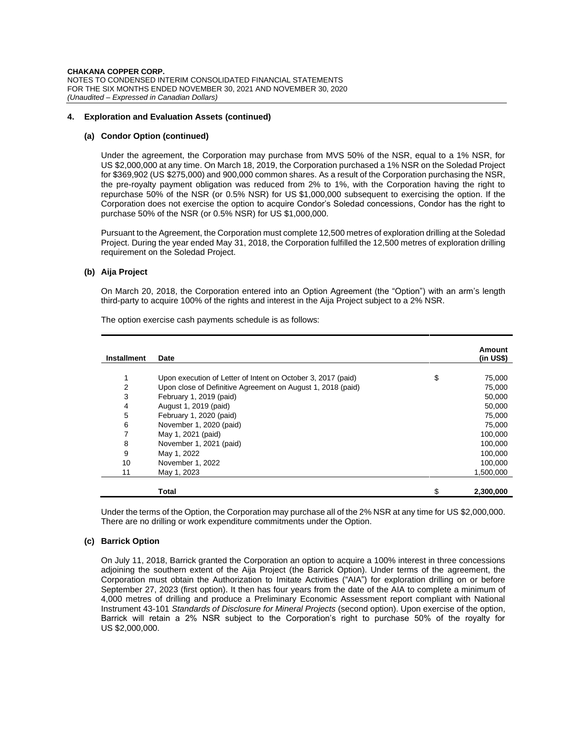## 4. Exploration and Evaluation Assets (continued)

### (a) Condor Option (continued)

Under the agreement, the Corporation may purchase from MVS 50% of the NSR, equal to a 1% NSR, for US $2,000,000 at any time. On March 18, 2019, the Corporation purchased a 1% NSR on the Soledad Project for $369,902 (US $275,000) and 900,000 common shares. As a result of the Corporation purchasing the NSR, the pre-royalty payment obligation was reduced from 2% to 1%, with the Corporation having the right to repurchase 50% of the NSR (or 0.5% NSR) for US $1,000,000 subsequent to exercising the option. If the Corporation does not exercise the option to acquire Condor's Soledad concessions, Condor has the right to purchase 50% of the NSR (or 0.5% NSR) for US $1,000,000.

Pursuant to the Agreement, the Corporation must complete 12,500 metres of exploration drilling at the Soledad Project. During the year ended May 31, 2018, the Corporation fulfilled the 12,500 metres of exploration drilling requirement on the Soledad Project.

### (b) Aija Project

On March 20, 2018, the Corporation entered into an Option Agreement (the "Option") with an arm's length third-party to acquire 100% of the rights and interest in the Aija Project subject to a 2% NSR.

The option exercise cash payments schedule is as follows:

| Installment | Date | | Amount (in US$) |
|---|---|---|---|
| 1 | Upon execution of Letter of Intent on October 3, 2017 (paid) | $ | 75,000 |
| 2 | Upon close of Definitive Agreement on August 1, 2018 (paid) | | 75,000 |
| 3 | February 1, 2019 (paid) | | 50,000 |
| 4 | August 1, 2019 (paid) | | 50,000 |
| 5 | February 1, 2020 (paid) | | 75,000 |
| 6 | November 1, 2020 (paid) | | 75,000 |
| 7 | May 1, 2021 (paid) | | 100,000 |
| 8 | November 1, 2021 (paid) | | 100,000 |
| 9 | May 1, 2022 | | 100,000 |
| 10 | November 1, 2022 | | 100,000 |
| 11 | May 1, 2023 | | 1,500,000 |
| | **Total** | $ | **2,300,000** |

Under the terms of the Option, the Corporation may purchase all of the 2% NSR at any time for US $2,000,000. There are no drilling or work expenditure commitments under the Option.

### (c) Barrick Option

On July 11, 2018, Barrick granted the Corporation an option to acquire a 100% interest in three concessions adjoining the southern extent of the Aija Project (the Barrick Option). Under terms of the agreement, the Corporation must obtain the Authorization to Imitate Activities ("AIA") for exploration drilling on or before September 27, 2023 (first option). It then has four years from the date of the AIA to complete a minimum of 4,000 metres of drilling and produce a Preliminary Economic Assessment report compliant with National Instrument 43-101 *Standards of Disclosure for Mineral Projects* (second option). Upon exercise of the option, Barrick will retain a 2% NSR subject to the Corporation's right to purchase 50% of the royalty for US $2,000,000.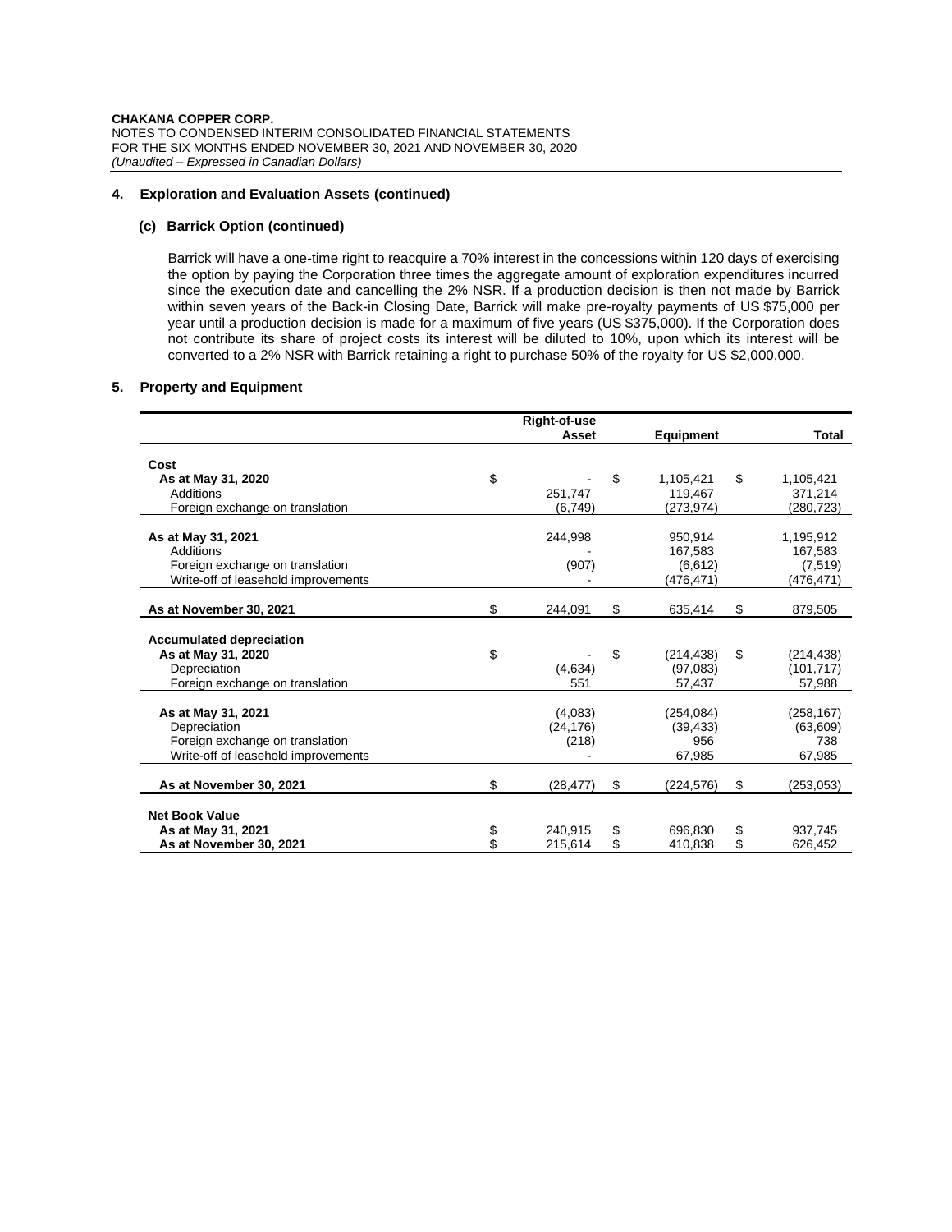## 4. Exploration and Evaluation Assets (continued)

### (c) Barrick Option (continued)

Barrick will have a one-time right to reacquire a 70% interest in the concessions within 120 days of exercising the option by paying the Corporation three times the aggregate amount of exploration expenditures incurred since the execution date and cancelling the 2% NSR. If a production decision is then not made by Barrick within seven years of the Back-in Closing Date, Barrick will make pre-royalty payments of US $75,000 per year until a production decision is made for a maximum of five years (US $375,000). If the Corporation does not contribute its share of project costs its interest will be diluted to 10%, upon which its interest will be converted to a 2% NSR with Barrick retaining a right to purchase 50% of the royalty for US $2,000,000.

## 5. Property and Equipment

| | Right-of-use Asset | Equipment | Total |
|---|---|---|---|
| **Cost** | | | |
| **As at May 31, 2020** | $ - | $ 1,105,421 | $ 1,105,421 |
| Additions | 251,747 | 119,467 | 371,214 |
| Foreign exchange on translation | (6,749) | (273,974) | (280,723) |
| **As at May 31, 2021** | 244,998 | 950,914 | 1,195,912 |
| Additions | - | 167,583 | 167,583 |
| Foreign exchange on translation | (907) | (6,612) | (7,519) |
| Write-off of leasehold improvements | - | (476,471) | (476,471) |
| **As at November 30, 2021** | $ 244,091 | $ 635,414 | $ 879,505 |
| **Accumulated depreciation** | | | |
| **As at May 31, 2020** | $ - | $ (214,438) | $ (214,438) |
| Depreciation | (4,634) | (97,083) | (101,717) |
| Foreign exchange on translation | 551 | 57,437 | 57,988 |
| **As at May 31, 2021** | (4,083) | (254,084) | (258,167) |
| Depreciation | (24,176) | (39,433) | (63,609) |
| Foreign exchange on translation | (218) | 956 | 738 |
| Write-off of leasehold improvements | - | 67,985 | 67,985 |
| **As at November 30, 2021** | $ (28,477) | $ (224,576) | $ (253,053) |
| **Net Book Value** | | | |
| **As at May 31, 2021** | $ 240,915 | $ 696,830 | $ 937,745 |
| **As at November 30, 2021** | $ 215,614 | $ 410,838 | $ 626,452 |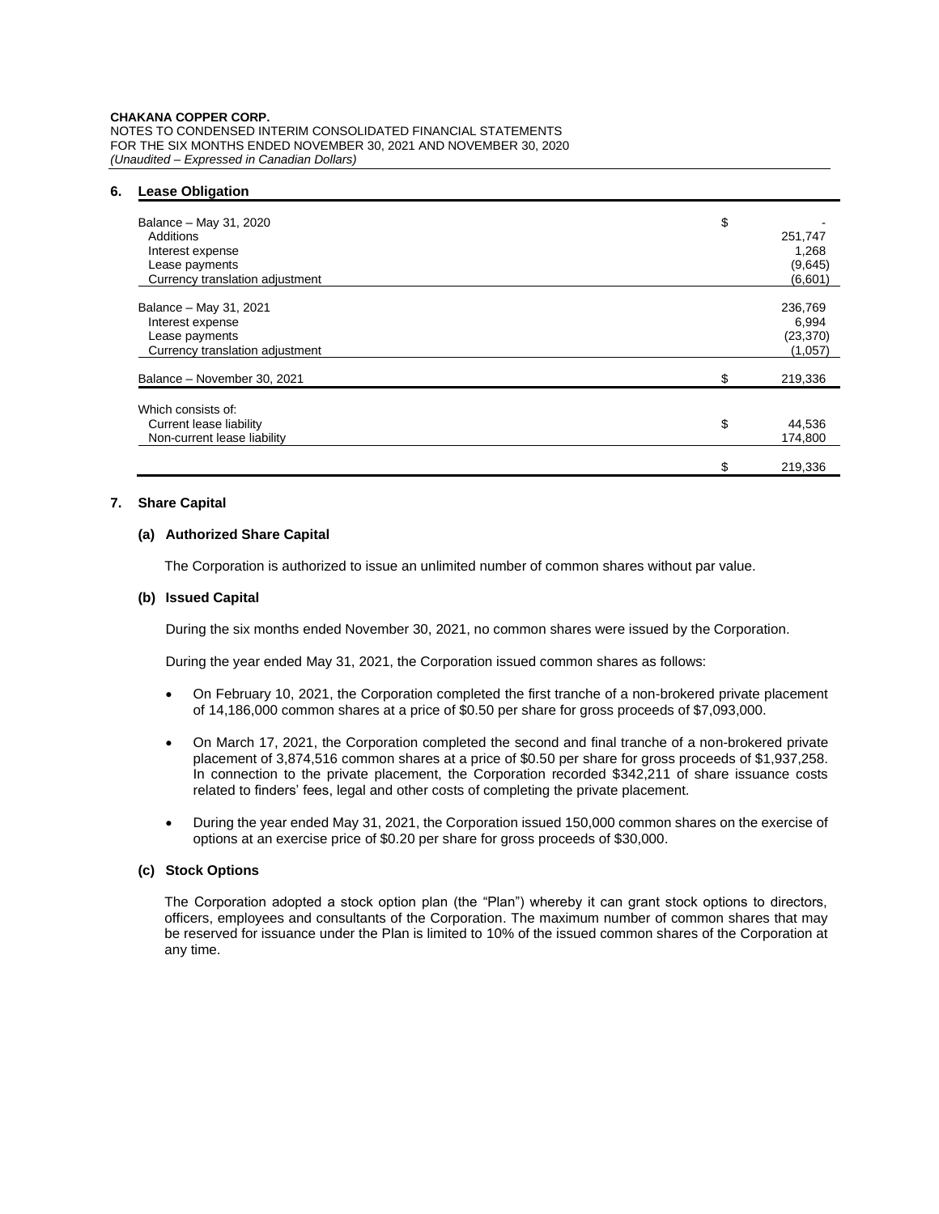## 6. Lease Obligation

| | |
|---|---|
| Balance – May 31, 2020 | $ - |
| Additions | 251,747 |
| Interest expense | 1,268 |
| Lease payments | (9,645) |
| Currency translation adjustment | (6,601) |
| Balance – May 31, 2021 | 236,769 |
| Interest expense | 6,994 |
| Lease payments | (23,370) |
| Currency translation adjustment | (1,057) |
| Balance – November 30, 2021 | $ 219,336 |
| Which consists of: | |
| Current lease liability | $ 44,536 |
| Non-current lease liability | 174,800 |
| | $ 219,336 |

## 7. Share Capital

### (a) Authorized Share Capital

The Corporation is authorized to issue an unlimited number of common shares without par value.

### (b) Issued Capital

During the six months ended November 30, 2021, no common shares were issued by the Corporation.

During the year ended May 31, 2021, the Corporation issued common shares as follows:

- On February 10, 2021, the Corporation completed the first tranche of a non-brokered private placement of 14,186,000 common shares at a price of $0.50 per share for gross proceeds of $7,093,000.
- On March 17, 2021, the Corporation completed the second and final tranche of a non-brokered private placement of 3,874,516 common shares at a price of $0.50 per share for gross proceeds of $1,937,258. In connection to the private placement, the Corporation recorded $342,211 of share issuance costs related to finders' fees, legal and other costs of completing the private placement.
- During the year ended May 31, 2021, the Corporation issued 150,000 common shares on the exercise of options at an exercise price of $0.20 per share for gross proceeds of $30,000.

### (c) Stock Options

The Corporation adopted a stock option plan (the "Plan") whereby it can grant stock options to directors, officers, employees and consultants of the Corporation. The maximum number of common shares that may be reserved for issuance under the Plan is limited to 10% of the issued common shares of the Corporation at any time.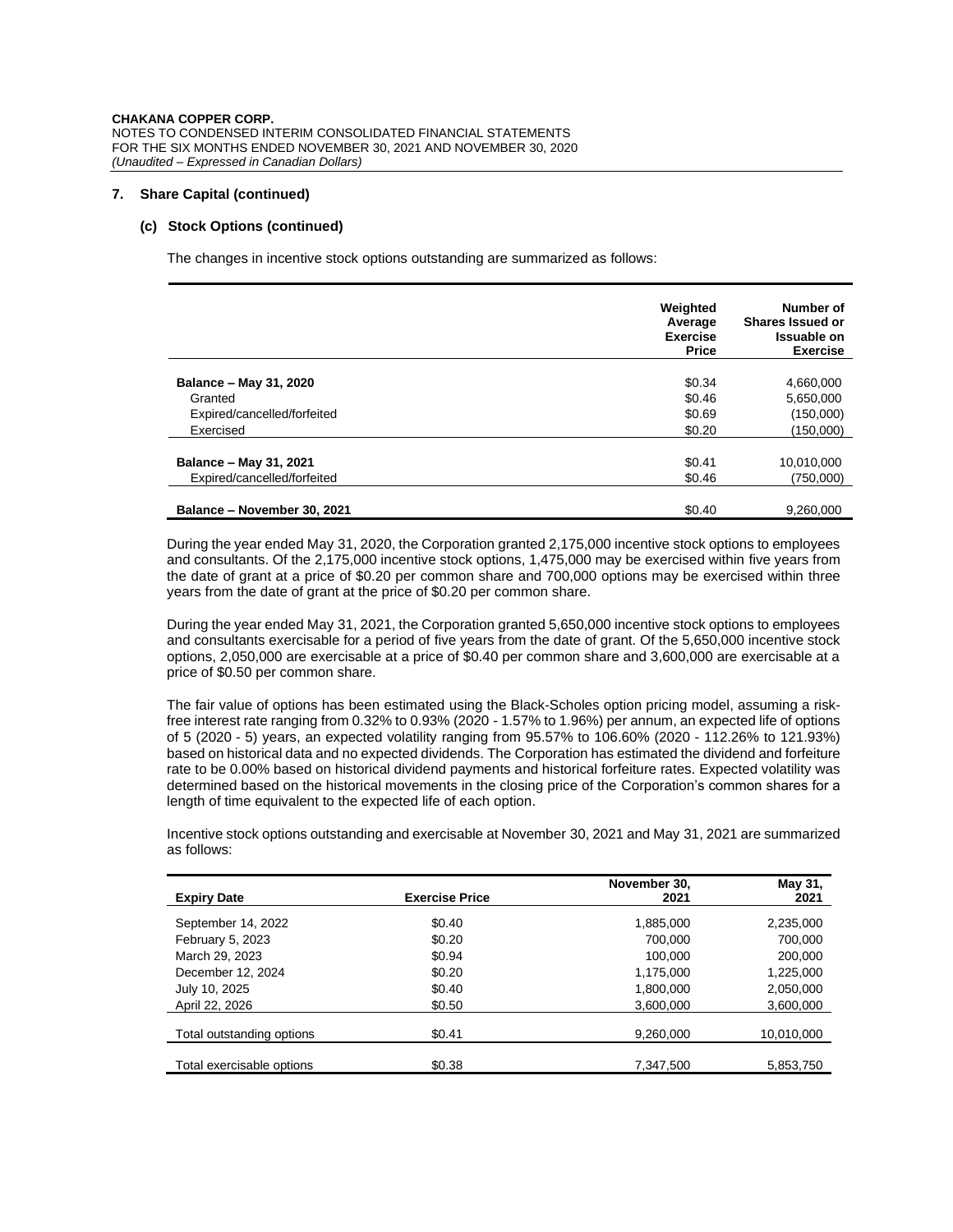### 7. Share Capital (continued)

#### (c) Stock Options (continued)

The changes in incentive stock options outstanding are summarized as follows:

| | Weighted Average Exercise Price | Number of Shares Issued or Issuable on Exercise |
|---|---|---|
| **Balance – May 31, 2020** | $0.34 | 4,660,000 |
| Granted | $0.46 | 5,650,000 |
| Expired/cancelled/forfeited | $0.69 | (150,000) |
| Exercised | $0.20 | (150,000) |
| **Balance – May 31, 2021** | $0.41 | 10,010,000 |
| Expired/cancelled/forfeited | $0.46 | (750,000) |
| **Balance – November 30, 2021** | $0.40 | 9,260,000 |

During the year ended May 31, 2020, the Corporation granted 2,175,000 incentive stock options to employees and consultants. Of the 2,175,000 incentive stock options, 1,475,000 may be exercised within five years from the date of grant at a price of $0.20 per common share and 700,000 options may be exercised within three years from the date of grant at the price of $0.20 per common share.

During the year ended May 31, 2021, the Corporation granted 5,650,000 incentive stock options to employees and consultants exercisable for a period of five years from the date of grant. Of the 5,650,000 incentive stock options, 2,050,000 are exercisable at a price of $0.40 per common share and 3,600,000 are exercisable at a price of $0.50 per common share.

The fair value of options has been estimated using the Black-Scholes option pricing model, assuming a risk-free interest rate ranging from 0.32% to 0.93% (2020 - 1.57% to 1.96%) per annum, an expected life of options of 5 (2020 - 5) years, an expected volatility ranging from 95.57% to 106.60% (2020 - 112.26% to 121.93%) based on historical data and no expected dividends. The Corporation has estimated the dividend and forfeiture rate to be 0.00% based on historical dividend payments and historical forfeiture rates. Expected volatility was determined based on the historical movements in the closing price of the Corporation's common shares for a length of time equivalent to the expected life of each option.

Incentive stock options outstanding and exercisable at November 30, 2021 and May 31, 2021 are summarized as follows:

| Expiry Date | Exercise Price | November 30, 2021 | May 31, 2021 |
|---|---|---|---|
| September 14, 2022 | $0.40 | 1,885,000 | 2,235,000 |
| February 5, 2023 | $0.20 | 700,000 | 700,000 |
| March 29, 2023 | $0.94 | 100,000 | 200,000 |
| December 12, 2024 | $0.20 | 1,175,000 | 1,225,000 |
| July 10, 2025 | $0.40 | 1,800,000 | 2,050,000 |
| April 22, 2026 | $0.50 | 3,600,000 | 3,600,000 |
| Total outstanding options | $0.41 | 9,260,000 | 10,010,000 |
| Total exercisable options | $0.38 | 7,347,500 | 5,853,750 |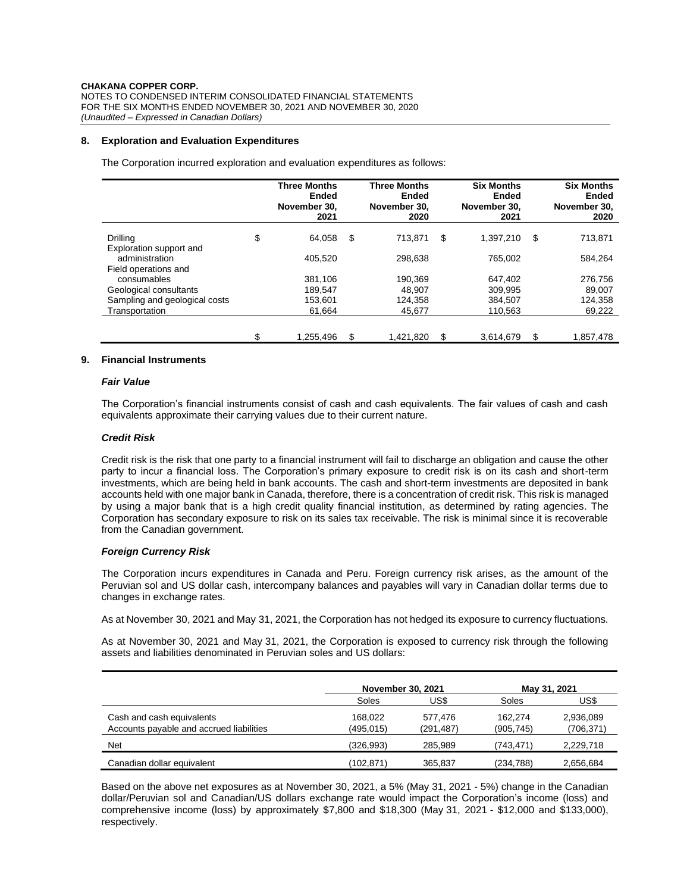## 8. Exploration and Evaluation Expenditures

The Corporation incurred exploration and evaluation expenditures as follows:

| | Three Months Ended November 30, 2021 | Three Months Ended November 30, 2020 | Six Months Ended November 30, 2021 | Six Months Ended November 30, 2020 |
|---|---|---|---|---|
| Drilling | $ 64,058 | $ 713,871 | $ 1,397,210 | $ 713,871 |
| Exploration support and administration | 405,520 | 298,638 | 765,002 | 584,264 |
| Field operations and consumables | 381,106 | 190,369 | 647,402 | 276,756 |
| Geological consultants | 189,547 | 48,907 | 309,995 | 89,007 |
| Sampling and geological costs | 153,601 | 124,358 | 384,507 | 124,358 |
| Transportation | 61,664 | 45,677 | 110,563 | 69,222 |
| | $ 1,255,496 | $ 1,421,820 | $ 3,614,679 | $ 1,857,478 |

## 9. Financial Instruments

### *Fair Value*

The Corporation's financial instruments consist of cash and cash equivalents. The fair values of cash and cash equivalents approximate their carrying values due to their current nature.

### *Credit Risk*

Credit risk is the risk that one party to a financial instrument will fail to discharge an obligation and cause the other party to incur a financial loss. The Corporation's primary exposure to credit risk is on its cash and short-term investments, which are being held in bank accounts. The cash and short-term investments are deposited in bank accounts held with one major bank in Canada, therefore, there is a concentration of credit risk. This risk is managed by using a major bank that is a high credit quality financial institution, as determined by rating agencies. The Corporation has secondary exposure to risk on its sales tax receivable. The risk is minimal since it is recoverable from the Canadian government.

### *Foreign Currency Risk*

The Corporation incurs expenditures in Canada and Peru. Foreign currency risk arises, as the amount of the Peruvian sol and US dollar cash, intercompany balances and payables will vary in Canadian dollar terms due to changes in exchange rates.

As at November 30, 2021 and May 31, 2021, the Corporation has not hedged its exposure to currency fluctuations.

As at November 30, 2021 and May 31, 2021, the Corporation is exposed to currency risk through the following assets and liabilities denominated in Peruvian soles and US dollars:

| | November 30, 2021 | | May 31, 2021 | |
|---|---|---|---|---|
| | Soles | US$ | Soles | US$ |
| Cash and cash equivalents | 168,022 | 577,476 | 162,274 | 2,936,089 |
| Accounts payable and accrued liabilities | (495,015) | (291,487) | (905,745) | (706,371) |
| Net | (326,993) | 285,989 | (743,471) | 2,229,718 |
| Canadian dollar equivalent | (102,871) | 365,837 | (234,788) | 2,656,684 |

Based on the above net exposures as at November 30, 2021, a 5% (May 31, 2021 - 5%) change in the Canadian dollar/Peruvian sol and Canadian/US dollars exchange rate would impact the Corporation's income (loss) and comprehensive income (loss) by approximately $7,800 and $18,300 (May 31, 2021 - $12,000 and $133,000), respectively.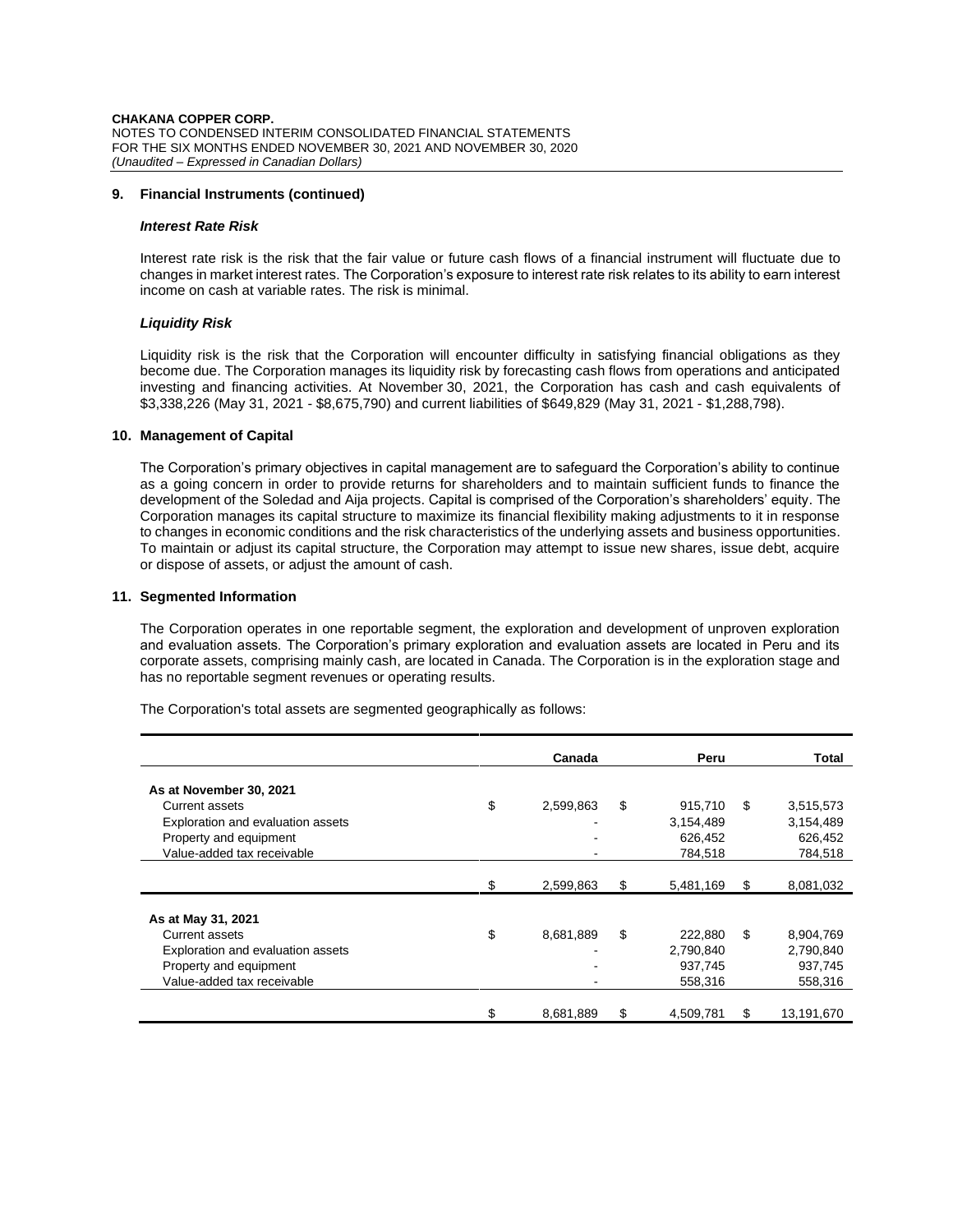## 9. Financial Instruments (continued)

### *Interest Rate Risk*

Interest rate risk is the risk that the fair value or future cash flows of a financial instrument will fluctuate due to changes in market interest rates. The Corporation's exposure to interest rate risk relates to its ability to earn interest income on cash at variable rates. The risk is minimal.

### *Liquidity Risk*

Liquidity risk is the risk that the Corporation will encounter difficulty in satisfying financial obligations as they become due. The Corporation manages its liquidity risk by forecasting cash flows from operations and anticipated investing and financing activities. At November 30, 2021, the Corporation has cash and cash equivalents of $3,338,226 (May 31, 2021 - $8,675,790) and current liabilities of $649,829 (May 31, 2021 - $1,288,798).

## 10. Management of Capital

The Corporation's primary objectives in capital management are to safeguard the Corporation's ability to continue as a going concern in order to provide returns for shareholders and to maintain sufficient funds to finance the development of the Soledad and Aija projects. Capital is comprised of the Corporation's shareholders' equity. The Corporation manages its capital structure to maximize its financial flexibility making adjustments to it in response to changes in economic conditions and the risk characteristics of the underlying assets and business opportunities. To maintain or adjust its capital structure, the Corporation may attempt to issue new shares, issue debt, acquire or dispose of assets, or adjust the amount of cash.

## 11. Segmented Information

The Corporation operates in one reportable segment, the exploration and development of unproven exploration and evaluation assets. The Corporation's primary exploration and evaluation assets are located in Peru and its corporate assets, comprising mainly cash, are located in Canada. The Corporation is in the exploration stage and has no reportable segment revenues or operating results.

The Corporation's total assets are segmented geographically as follows:

| | Canada | Peru | Total |
|---|---|---|---|
| **As at November 30, 2021** | | | |
| Current assets | $ 2,599,863 | $ 915,710 | $ 3,515,573 |
| Exploration and evaluation assets | - | 3,154,489 | 3,154,489 |
| Property and equipment | - | 626,452 | 626,452 |
| Value-added tax receivable | - | 784,518 | 784,518 |
| | $ 2,599,863 | $ 5,481,169 | $ 8,081,032 |
| **As at May 31, 2021** | | | |
| Current assets | $ 8,681,889 | $ 222,880 | $ 8,904,769 |
| Exploration and evaluation assets | - | 2,790,840 | 2,790,840 |
| Property and equipment | - | 937,745 | 937,745 |
| Value-added tax receivable | - | 558,316 | 558,316 |
| | $ 8,681,889 | $ 4,509,781 | $ 13,191,670 |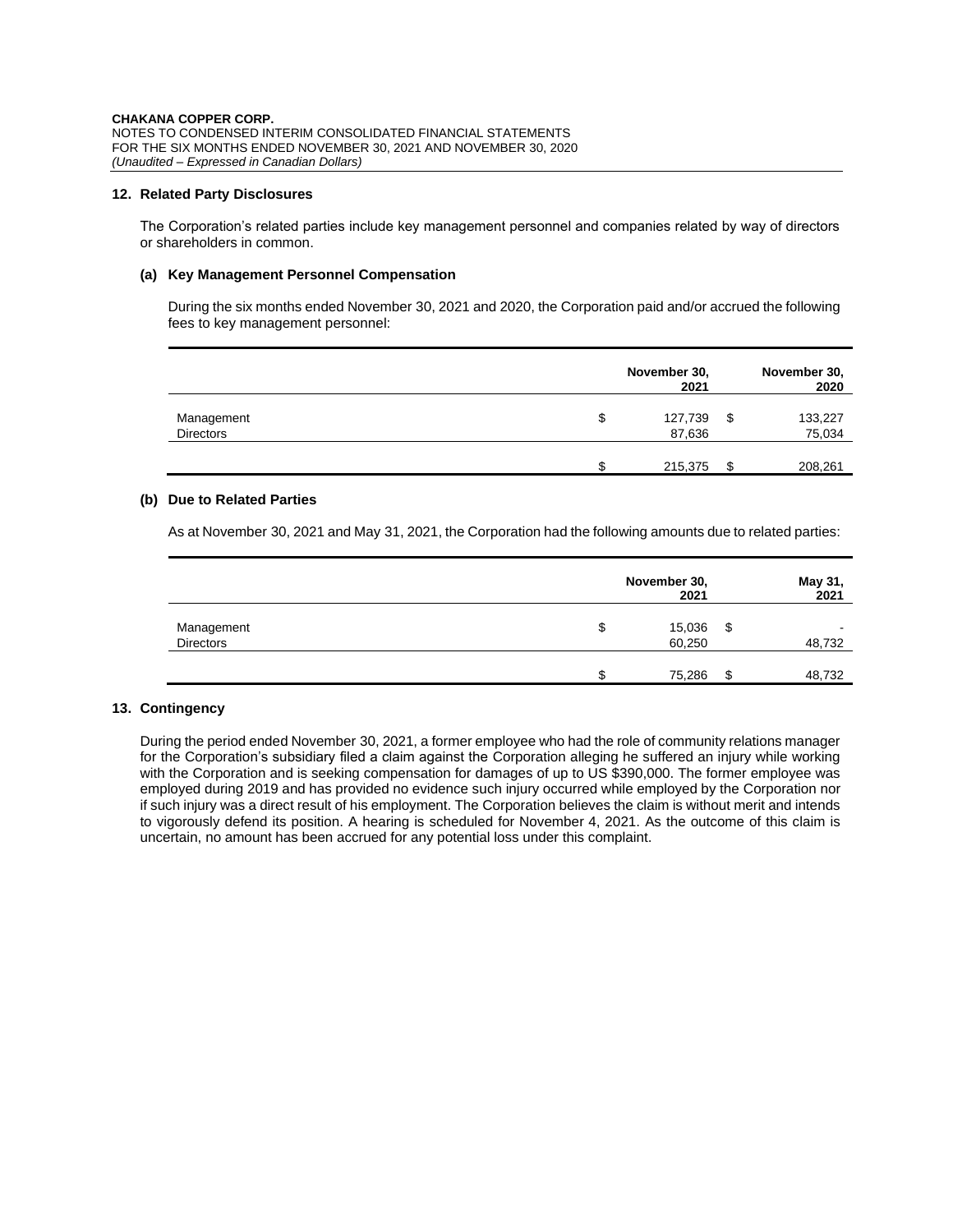## 12. Related Party Disclosures

The Corporation's related parties include key management personnel and companies related by way of directors or shareholders in common.

### (a) Key Management Personnel Compensation

During the six months ended November 30, 2021 and 2020, the Corporation paid and/or accrued the following fees to key management personnel:

| | November 30, 2021 | November 30, 2020 |
|---|---|---|
| Management | $ 127,739 | $ 133,227 |
| Directors | 87,636 | 75,034 |
| | $ 215,375 | $ 208,261 |

### (b) Due to Related Parties

As at November 30, 2021 and May 31, 2021, the Corporation had the following amounts due to related parties:

| | November 30, 2021 | May 31, 2021 |
|---|---|---|
| Management | $ 15,036 | $ - |
| Directors | 60,250 | 48,732 |
| | $ 75,286 | $ 48,732 |

## 13. Contingency

During the period ended November 30, 2021, a former employee who had the role of community relations manager for the Corporation's subsidiary filed a claim against the Corporation alleging he suffered an injury while working with the Corporation and is seeking compensation for damages of up to US $390,000. The former employee was employed during 2019 and has provided no evidence such injury occurred while employed by the Corporation nor if such injury was a direct result of his employment. The Corporation believes the claim is without merit and intends to vigorously defend its position. A hearing is scheduled for November 4, 2021. As the outcome of this claim is uncertain, no amount has been accrued for any potential loss under this complaint.